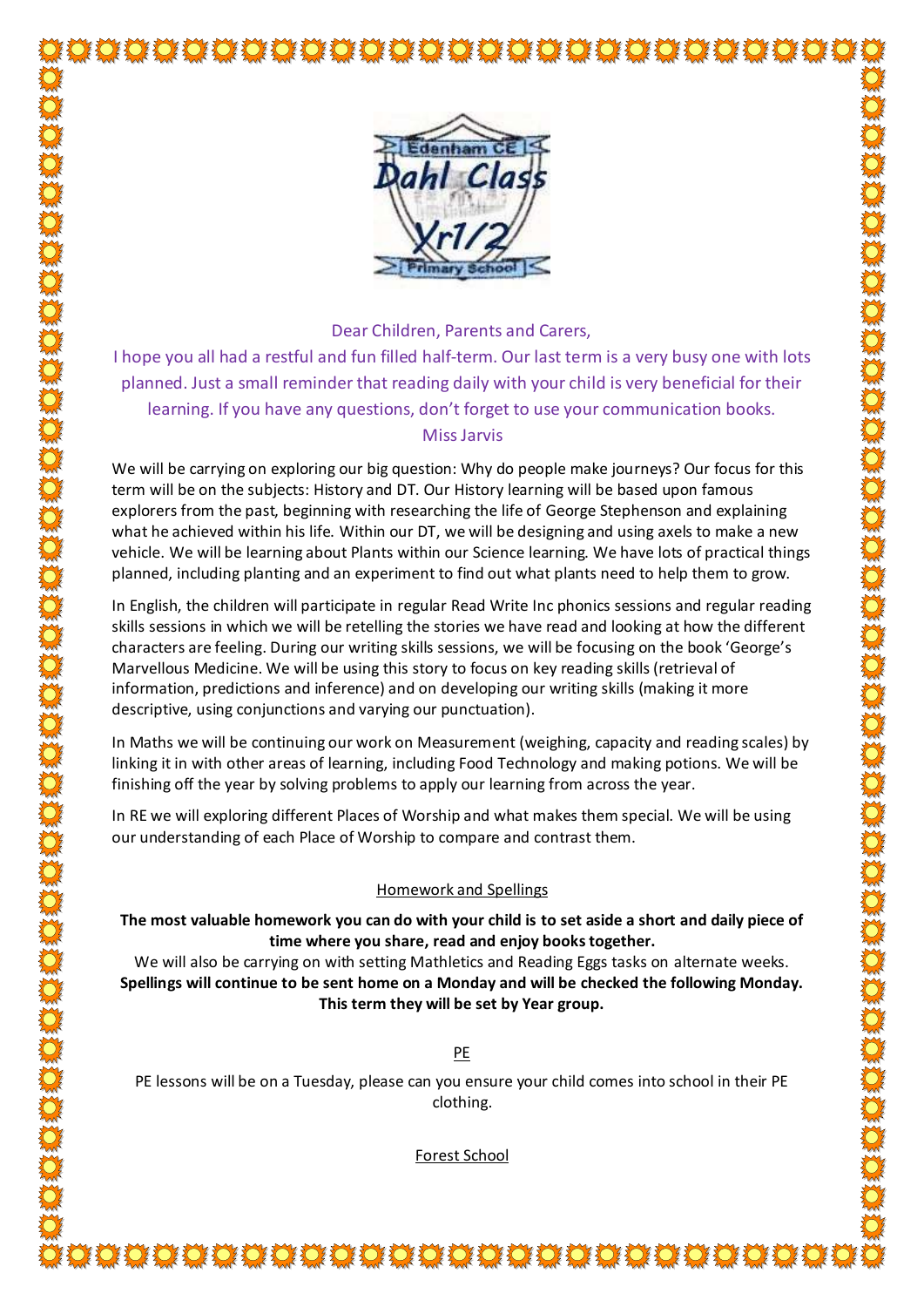Edenham CE Dahl Class Yr1/2 Primary School

Dear Children, Parents and Carers,

I hope you all had a restful and fun filled half-term. Our last term is a very busy one with lots planned. Just a small reminder that reading daily with your child is very beneficial for their learning. If you have any questions, don't forget to use your communication books.

Miss Jarvis

We will be carrying on exploring our big question: Why do people make journeys? Our focus for this term will be on the subjects: History and DT. Our History learning will be based upon famous explorers from the past, beginning with researching the life of George Stephenson and explaining what he achieved within his life. Within our DT, we will be designing and using axels to make a new vehicle. We will be learning about Plants within our Science learning. We have lots of practical things planned, including planting and an experiment to find out what plants need to help them to grow.

In English, the children will participate in regular Read Write Inc phonics sessions and regular reading skills sessions in which we will be retelling the stories we have read and looking at how the different characters are feeling. During our writing skills sessions, we will be focusing on the book 'George's Marvellous Medicine. We will be using this story to focus on key reading skills (retrieval of information, predictions and inference) and on developing our writing skills (making it more descriptive, using conjunctions and varying our punctuation).

In Maths we will be continuing our work on Measurement (weighing, capacity and reading scales) by linking it in with other areas of learning, including Food Technology and making potions. We will be finishing off the year by solving problems to apply our learning from across the year.

In RE we will exploring different Places of Worship and what makes them special. We will be using our understanding of each Place of Worship to compare and contrast them.

## Homework and Spellings

**The most valuable homework you can do with your child is to set aside a short and daily piece of time where you share, read and enjoy books together.**

We will also be carrying on with setting Mathletics and Reading Eggs tasks on alternate weeks.

**Spellings will continue to be sent home on a Monday and will be checked the following Monday. This term they will be set by Year group.**

## PE

PE lessons will be on a Tuesday, please can you ensure your child comes into school in their PE clothing.

## Forest School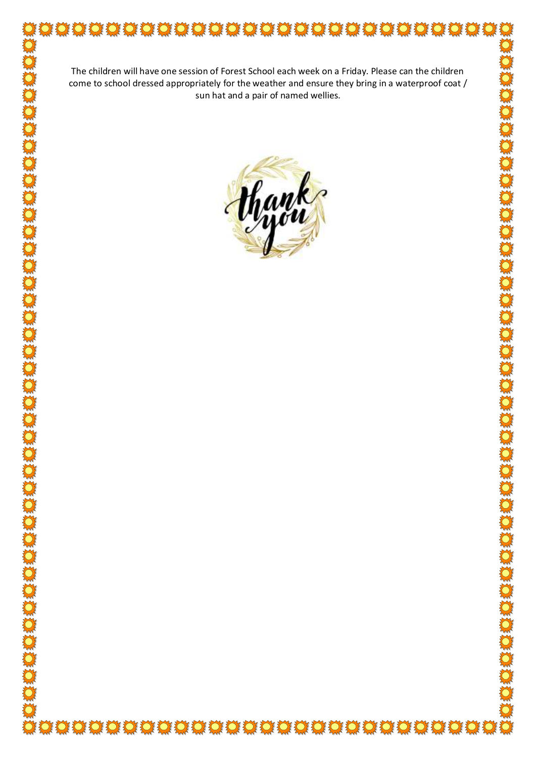The children will have one session of Forest School each week on a Friday. Please can the children come to school dressed appropriately for the weather and ensure they bring in a waterproof coat / sun hat and a pair of named wellies.